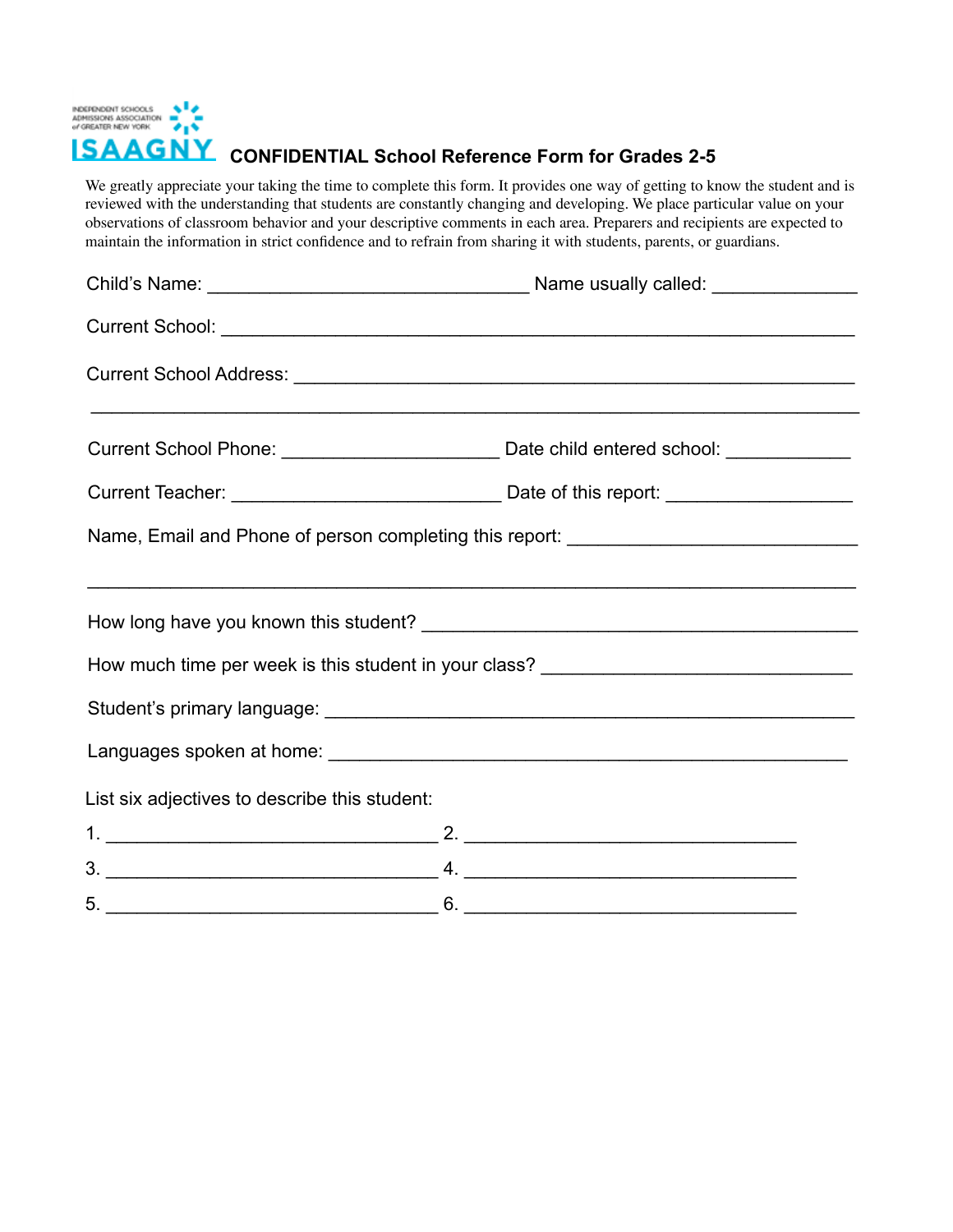INDEPENDENT SCHOOLS ADMISSIONS ASSOCIATION of GREATER NEW YORK

ISAAGNY

# CONFIDENTIAL School Reference Form for Grades 2-5

We greatly appreciate your taking the time to complete this form. It provides one way of getting to know the student and is reviewed with the understanding that students are constantly changing and developing. We place particular value on your observations of classroom behavior and your descriptive comments in each area. Preparers and recipients are expected to maintain the information in strict confidence and to refrain from sharing it with students, parents, or guardians.

Child's Name: ______________________________ Name usually called: _____________

Current School: ____________________________________________________________

Current School Address: _____________________________________________________

_________________________________________________________________________

Current School Phone: ____________________ Date child entered school: ___________

Current Teacher: _________________________ Date of this report: ________________

Name, Email and Phone of person completing this report: ___________________________

_________________________________________________________________________

How long have you known this student? __________________________________________

How much time per week is this student in your class? _____________________________

Student's primary language: __________________________________________________

Languages spoken at home: __________________________________________________

List six adjectives to describe this student:

1. _______________________________ 2. _______________________________

3. _______________________________ 4. _______________________________

5. _______________________________ 6. _______________________________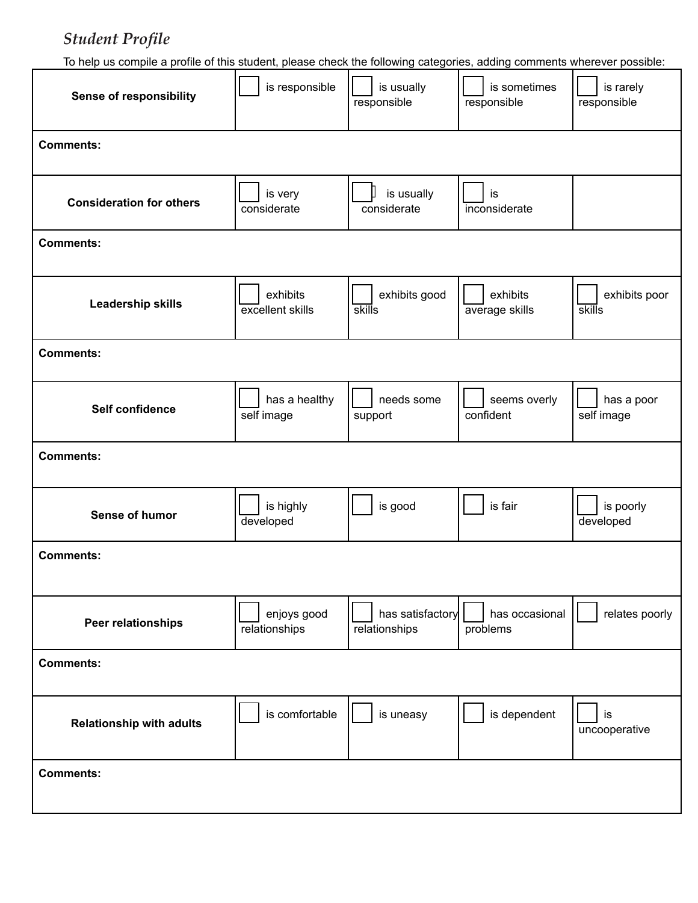*Student Profile*

To help us compile a profile of this student, please check the following categories, adding comments wherever possible:

| | | | | |
|---|---|---|---|---|
| **Sense of responsibility** | ☐ is responsible | ☐ is usually responsible | ☐ is sometimes responsible | ☐ is rarely responsible |
| **Comments:** | | | | |
| **Consideration for others** | ☐ is very considerate | ☐ is usually considerate | ☐ is inconsiderate | |
| **Comments:** | | | | |
| **Leadership skills** | ☐ exhibits excellent skills | ☐ exhibits good skills | ☐ exhibits average skills | ☐ exhibits poor skills |
| **Comments:** | | | | |
| **Self confidence** | ☐ has a healthy self image | ☐ needs some support | ☐ seems overly confident | ☐ has a poor self image |
| **Comments:** | | | | |
| **Sense of humor** | ☐ is highly developed | ☐ is good | ☐ is fair | ☐ is poorly developed |
| **Comments:** | | | | |
| **Peer relationships** | ☐ enjoys good relationships | ☐ has satisfactory relationships | ☐ has occasional problems | ☐ relates poorly |
| **Comments:** | | | | |
| **Relationship with adults** | ☐ is comfortable | ☐ is uneasy | ☐ is dependent | ☐ is uncooperative |
| **Comments:** | | | | |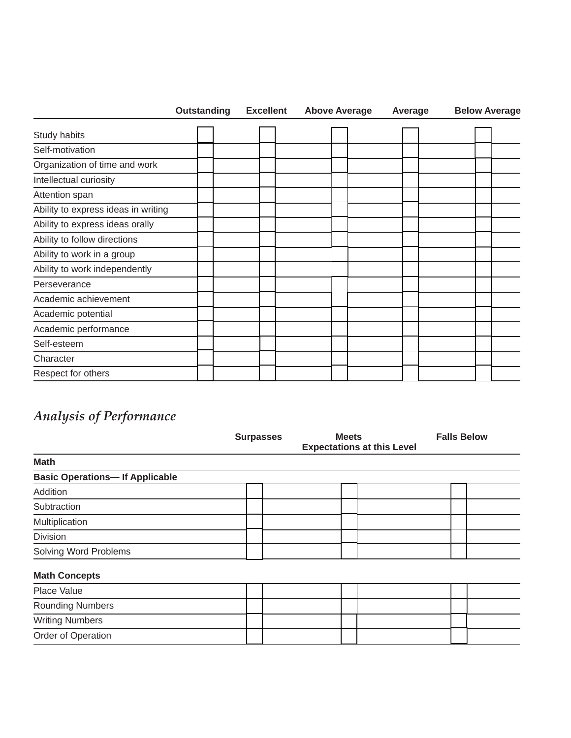| | Outstanding | Excellent | Above Average | Average | Below Average |
|---|---|---|---|---|---|
| Study habits | ☐ | ☐ | ☐ | ☐ | ☐ |
| Self-motivation | ☐ | ☐ | ☐ | ☐ | ☐ |
| Organization of time and work | ☐ | ☐ | ☐ | ☐ | ☐ |
| Intellectual curiosity | ☐ | ☐ | ☐ | ☐ | ☐ |
| Attention span | ☐ | ☐ | ☐ | ☐ | ☐ |
| Ability to express ideas in writing | ☐ | ☐ | ☐ | ☐ | ☐ |
| Ability to express ideas orally | ☐ | ☐ | ☐ | ☐ | ☐ |
| Ability to follow directions | ☐ | ☐ | ☐ | ☐ | ☐ |
| Ability to work in a group | ☐ | ☐ | ☐ | ☐ | ☐ |
| Ability to work independently | ☐ | ☐ | ☐ | ☐ | ☐ |
| Perseverance | ☐ | ☐ | ☐ | ☐ | ☐ |
| Academic achievement | ☐ | ☐ | ☐ | ☐ | ☐ |
| Academic potential | ☐ | ☐ | ☐ | ☐ | ☐ |
| Academic performance | ☐ | ☐ | ☐ | ☐ | ☐ |
| Self-esteem | ☐ | ☐ | ☐ | ☐ | ☐ |
| Character | ☐ | ☐ | ☐ | ☐ | ☐ |
| Respect for others | ☐ | ☐ | ☐ | ☐ | ☐ |

## *Analysis of Performance*

| | Surpasses | Meets Expectations at this Level | Falls Below |
|---|---|---|---|
| **Math** | | | |
| **Basic Operations— If Applicable** | | | |
| Addition | ☐ | ☐ | ☐ |
| Subtraction | ☐ | ☐ | ☐ |
| Multiplication | ☐ | ☐ | ☐ |
| Division | ☐ | ☐ | ☐ |
| Solving Word Problems | ☐ | ☐ | ☐ |
| **Math Concepts** | | | |
| Place Value | ☐ | ☐ | ☐ |
| Rounding Numbers | ☐ | ☐ | ☐ |
| Writing Numbers | ☐ | ☐ | ☐ |
| Order of Operation | ☐ | ☐ | ☐ |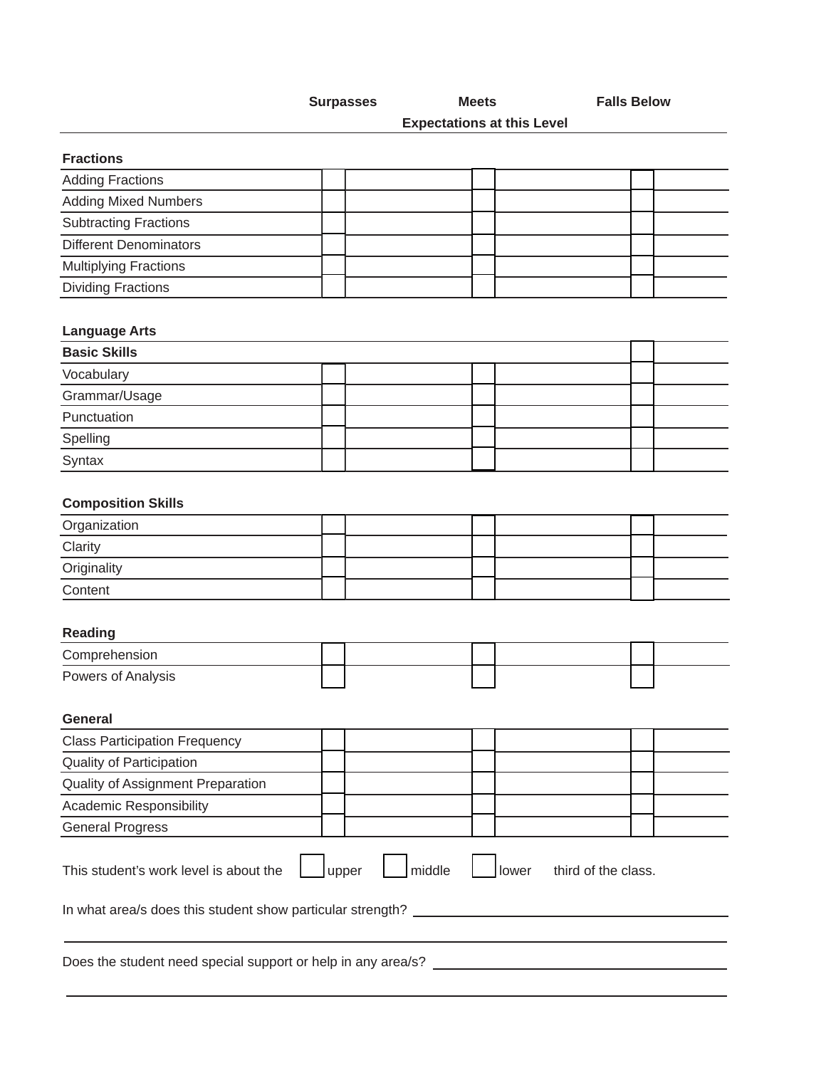| | Surpasses | Meets | Falls Below |
|---|---|---|---|
| | | Expectations at this Level | |
| **Fractions** | | | |
| Adding Fractions | ☐ | ☐ | ☐ |
| Adding Mixed Numbers | ☐ | ☐ | ☐ |
| Subtracting Fractions | ☐ | ☐ | ☐ |
| Different Denominators | ☐ | ☐ | ☐ |
| Multiplying Fractions | ☐ | ☐ | ☐ |
| Dividing Fractions | ☐ | ☐ | ☐ |
| **Language Arts** | | | |
| **Basic Skills** | | | ☐ |
| Vocabulary | ☐ | ☐ | ☐ |
| Grammar/Usage | ☐ | ☐ | ☐ |
| Punctuation | ☐ | ☐ | ☐ |
| Spelling | ☐ | ☐ | ☐ |
| Syntax | ☐ | ☐ | ☐ |
| **Composition Skills** | | | |
| Organization | ☐ | ☐ | ☐ |
| Clarity | ☐ | ☐ | ☐ |
| Originality | ☐ | ☐ | ☐ |
| Content | ☐ | ☐ | ☐ |
| **Reading** | | | |
| Comprehension | ☐ | ☐ | ☐ |
| Powers of Analysis | ☐ | ☐ | ☐ |
| **General** | | | |
| Class Participation Frequency | ☐ | ☐ | ☐ |
| Quality of Participation | ☐ | ☐ | ☐ |
| Quality of Assignment Preparation | ☐ | ☐ | ☐ |
| Academic Responsibility | ☐ | ☐ | ☐ |
| General Progress | ☐ | ☐ | ☐ |

This student's work level is about the ☐ upper ☐ middle ☐ lower third of the class.

In what area/s does this student show particular strength? ______________________________________

_____________________________________________________________________________

Does the student need special support or help in any area/s? ______________________________________

_____________________________________________________________________________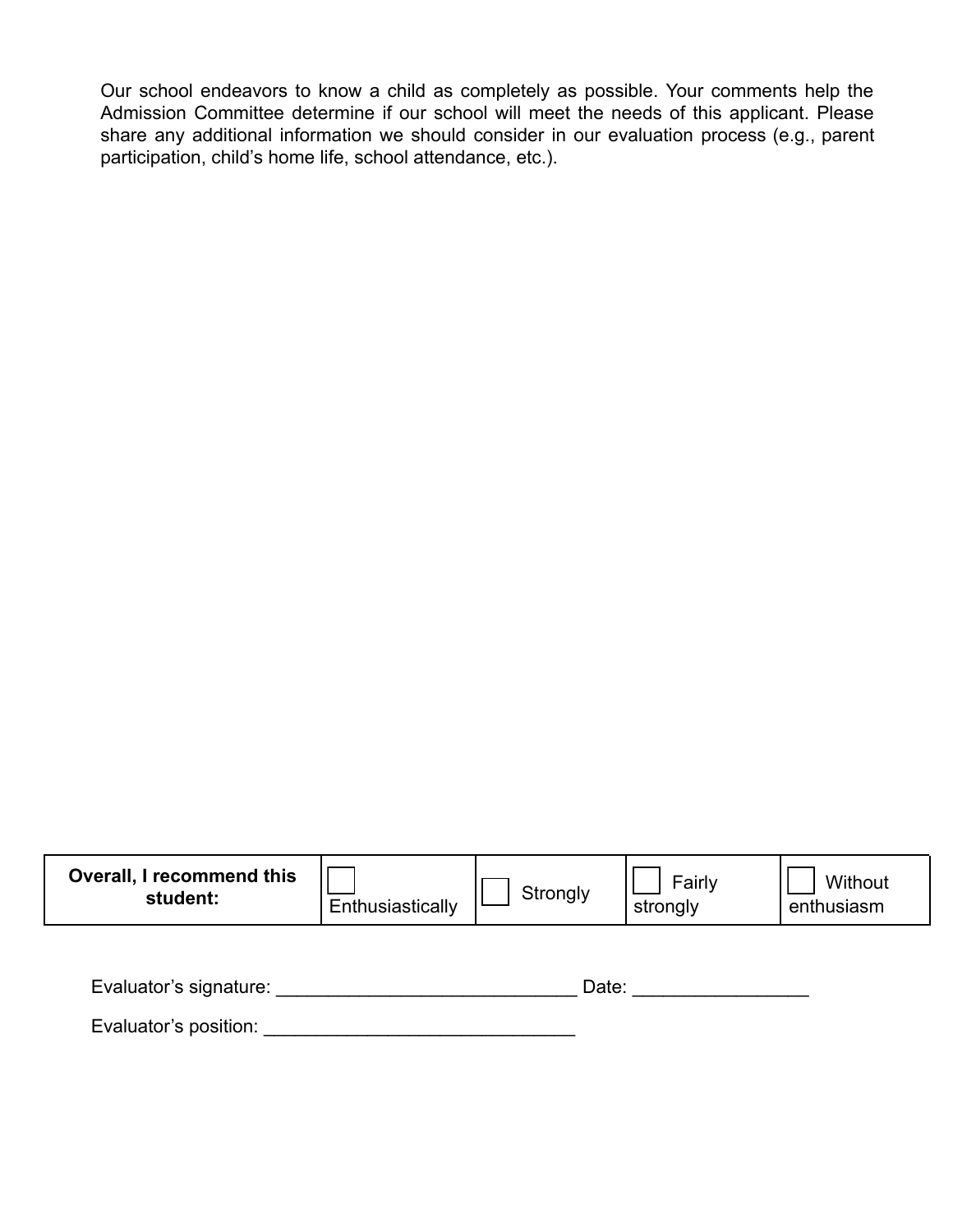Our school endeavors to know a child as completely as possible. Your comments help the Admission Committee determine if our school will meet the needs of this applicant. Please share any additional information we should consider in our evaluation process (e.g., parent participation, child's home life, school attendance, etc.).

| | | | | |
|---|---|---|---|---|
| **Overall, I recommend this student:** | ☐ Enthusiastically | ☐ Strongly | ☐ Fairly strongly | ☐ Without enthusiasm |

Evaluator's signature: ______________________________ Date: _________________

Evaluator's position: _______________________________